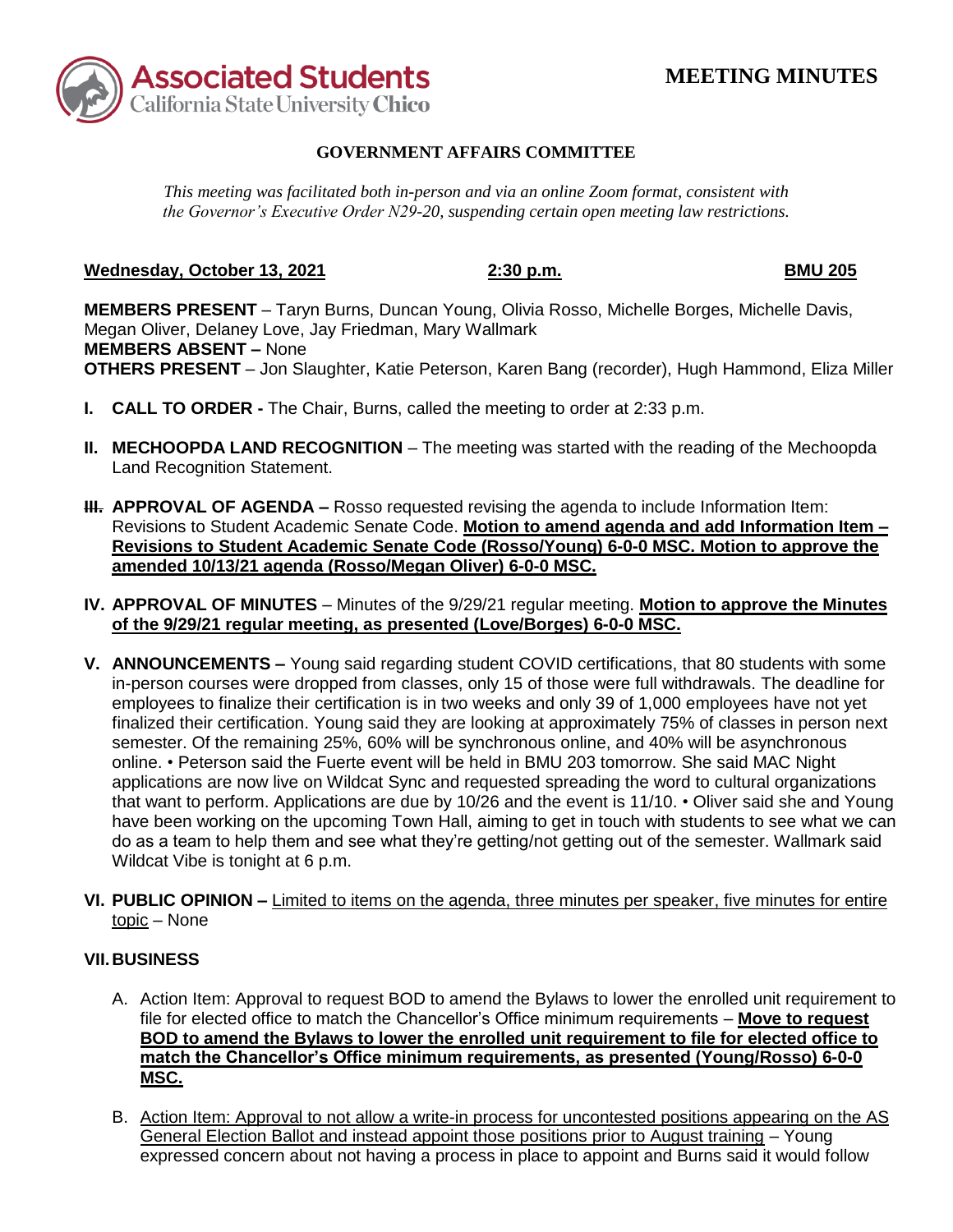Associated Students
California State University Chico

# MEETING MINUTES

## GOVERNMENT AFFAIRS COMMITTEE

*This meeting was facilitated both in-person and via an online Zoom format, consistent with the Governor's Executive Order N29-20, suspending certain open meeting law restrictions.*

**Wednesday, October 13, 2021** **2:30 p.m.** **BMU 205**

**MEMBERS PRESENT** – Taryn Burns, Duncan Young, Olivia Rosso, Michelle Borges, Michelle Davis, Megan Oliver, Delaney Love, Jay Friedman, Mary Wallmark
**MEMBERS ABSENT –** None
**OTHERS PRESENT** – Jon Slaughter, Katie Peterson, Karen Bang (recorder), Hugh Hammond, Eliza Miller

**I. CALL TO ORDER -** The Chair, Burns, called the meeting to order at 2:33 p.m.

**II. MECHOOPDA LAND RECOGNITION** – The meeting was started with the reading of the Mechoopda Land Recognition Statement.

**III. APPROVAL OF AGENDA –** Rosso requested revising the agenda to include Information Item: Revisions to Student Academic Senate Code. **Motion to amend agenda and add Information Item – Revisions to Student Academic Senate Code (Rosso/Young) 6-0-0 MSC. Motion to approve the amended 10/13/21 agenda (Rosso/Megan Oliver) 6-0-0 MSC.**

**IV. APPROVAL OF MINUTES** – Minutes of the 9/29/21 regular meeting. **Motion to approve the Minutes of the 9/29/21 regular meeting, as presented (Love/Borges) 6-0-0 MSC.**

**V. ANNOUNCEMENTS –** Young said regarding student COVID certifications, that 80 students with some in-person courses were dropped from classes, only 15 of those were full withdrawals. The deadline for employees to finalize their certification is in two weeks and only 39 of 1,000 employees have not yet finalized their certification. Young said they are looking at approximately 75% of classes in person next semester. Of the remaining 25%, 60% will be synchronous online, and 40% will be asynchronous online. • Peterson said the Fuerte event will be held in BMU 203 tomorrow. She said MAC Night applications are now live on Wildcat Sync and requested spreading the word to cultural organizations that want to perform. Applications are due by 10/26 and the event is 11/10. • Oliver said she and Young have been working on the upcoming Town Hall, aiming to get in touch with students to see what we can do as a team to help them and see what they're getting/not getting out of the semester. Wallmark said Wildcat Vibe is tonight at 6 p.m.

**VI. PUBLIC OPINION –** Limited to items on the agenda, three minutes per speaker, five minutes for entire topic – None

**VII. BUSINESS**

A. Action Item: Approval to request BOD to amend the Bylaws to lower the enrolled unit requirement to file for elected office to match the Chancellor's Office minimum requirements – **Move to request BOD to amend the Bylaws to lower the enrolled unit requirement to file for elected office to match the Chancellor's Office minimum requirements, as presented (Young/Rosso) 6-0-0 MSC.**

B. Action Item: Approval to not allow a write-in process for uncontested positions appearing on the AS General Election Ballot and instead appoint those positions prior to August training – Young expressed concern about not having a process in place to appoint and Burns said it would follow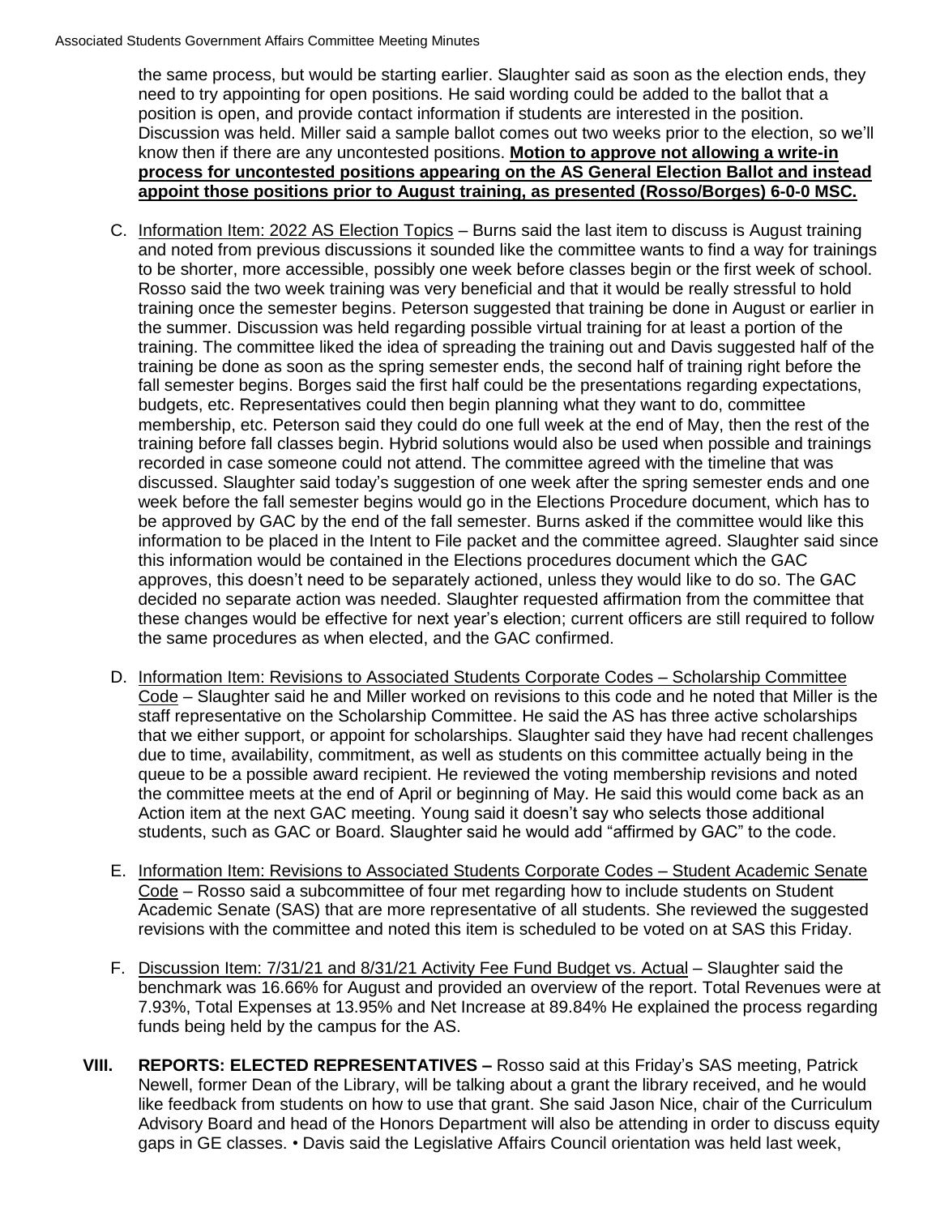the same process, but would be starting earlier. Slaughter said as soon as the election ends, they need to try appointing for open positions. He said wording could be added to the ballot that a position is open, and provide contact information if students are interested in the position. Discussion was held. Miller said a sample ballot comes out two weeks prior to the election, so we'll know then if there are any uncontested positions. **Motion to approve not allowing a write-in process for uncontested positions appearing on the AS General Election Ballot and instead appoint those positions prior to August training, as presented (Rosso/Borges) 6-0-0 MSC.**

C. Information Item: 2022 AS Election Topics – Burns said the last item to discuss is August training and noted from previous discussions it sounded like the committee wants to find a way for trainings to be shorter, more accessible, possibly one week before classes begin or the first week of school. Rosso said the two week training was very beneficial and that it would be really stressful to hold training once the semester begins. Peterson suggested that training be done in August or earlier in the summer. Discussion was held regarding possible virtual training for at least a portion of the training. The committee liked the idea of spreading the training out and Davis suggested half of the training be done as soon as the spring semester ends, the second half of training right before the fall semester begins. Borges said the first half could be the presentations regarding expectations, budgets, etc. Representatives could then begin planning what they want to do, committee membership, etc. Peterson said they could do one full week at the end of May, then the rest of the training before fall classes begin. Hybrid solutions would also be used when possible and trainings recorded in case someone could not attend. The committee agreed with the timeline that was discussed. Slaughter said today's suggestion of one week after the spring semester ends and one week before the fall semester begins would go in the Elections Procedure document, which has to be approved by GAC by the end of the fall semester. Burns asked if the committee would like this information to be placed in the Intent to File packet and the committee agreed. Slaughter said since this information would be contained in the Elections procedures document which the GAC approves, this doesn't need to be separately actioned, unless they would like to do so. The GAC decided no separate action was needed. Slaughter requested affirmation from the committee that these changes would be effective for next year's election; current officers are still required to follow the same procedures as when elected, and the GAC confirmed.

D. Information Item: Revisions to Associated Students Corporate Codes – Scholarship Committee Code – Slaughter said he and Miller worked on revisions to this code and he noted that Miller is the staff representative on the Scholarship Committee. He said the AS has three active scholarships that we either support, or appoint for scholarships. Slaughter said they have had recent challenges due to time, availability, commitment, as well as students on this committee actually being in the queue to be a possible award recipient. He reviewed the voting membership revisions and noted the committee meets at the end of April or beginning of May. He said this would come back as an Action item at the next GAC meeting. Young said it doesn't say who selects those additional students, such as GAC or Board. Slaughter said he would add "affirmed by GAC" to the code.

E. Information Item: Revisions to Associated Students Corporate Codes – Student Academic Senate Code – Rosso said a subcommittee of four met regarding how to include students on Student Academic Senate (SAS) that are more representative of all students. She reviewed the suggested revisions with the committee and noted this item is scheduled to be voted on at SAS this Friday.

F. Discussion Item: 7/31/21 and 8/31/21 Activity Fee Fund Budget vs. Actual – Slaughter said the benchmark was 16.66% for August and provided an overview of the report. Total Revenues were at 7.93%, Total Expenses at 13.95% and Net Increase at 89.84% He explained the process regarding funds being held by the campus for the AS.

**VIII. REPORTS: ELECTED REPRESENTATIVES –** Rosso said at this Friday's SAS meeting, Patrick Newell, former Dean of the Library, will be talking about a grant the library received, and he would like feedback from students on how to use that grant. She said Jason Nice, chair of the Curriculum Advisory Board and head of the Honors Department will also be attending in order to discuss equity gaps in GE classes. • Davis said the Legislative Affairs Council orientation was held last week,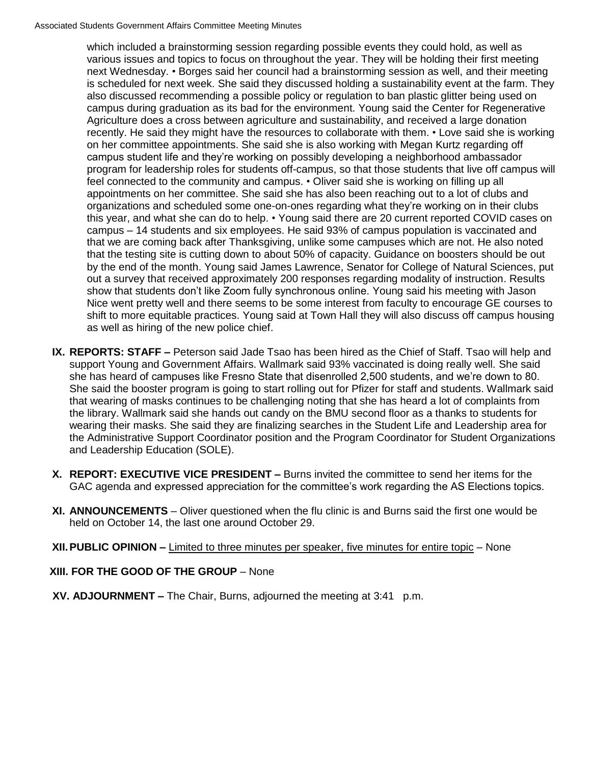which included a brainstorming session regarding possible events they could hold, as well as various issues and topics to focus on throughout the year. They will be holding their first meeting next Wednesday. • Borges said her council had a brainstorming session as well, and their meeting is scheduled for next week. She said they discussed holding a sustainability event at the farm. They also discussed recommending a possible policy or regulation to ban plastic glitter being used on campus during graduation as its bad for the environment. Young said the Center for Regenerative Agriculture does a cross between agriculture and sustainability, and received a large donation recently. He said they might have the resources to collaborate with them. • Love said she is working on her committee appointments. She said she is also working with Megan Kurtz regarding off campus student life and they're working on possibly developing a neighborhood ambassador program for leadership roles for students off-campus, so that those students that live off campus will feel connected to the community and campus. • Oliver said she is working on filling up all appointments on her committee. She said she has also been reaching out to a lot of clubs and organizations and scheduled some one-on-ones regarding what they're working on in their clubs this year, and what she can do to help. • Young said there are 20 current reported COVID cases on campus – 14 students and six employees. He said 93% of campus population is vaccinated and that we are coming back after Thanksgiving, unlike some campuses which are not. He also noted that the testing site is cutting down to about 50% of capacity. Guidance on boosters should be out by the end of the month. Young said James Lawrence, Senator for College of Natural Sciences, put out a survey that received approximately 200 responses regarding modality of instruction. Results show that students don't like Zoom fully synchronous online. Young said his meeting with Jason Nice went pretty well and there seems to be some interest from faculty to encourage GE courses to shift to more equitable practices. Young said at Town Hall they will also discuss off campus housing as well as hiring of the new police chief.

**IX. REPORTS: STAFF –** Peterson said Jade Tsao has been hired as the Chief of Staff. Tsao will help and support Young and Government Affairs. Wallmark said 93% vaccinated is doing really well. She said she has heard of campuses like Fresno State that disenrolled 2,500 students, and we're down to 80. She said the booster program is going to start rolling out for Pfizer for staff and students. Wallmark said that wearing of masks continues to be challenging noting that she has heard a lot of complaints from the library. Wallmark said she hands out candy on the BMU second floor as a thanks to students for wearing their masks. She said they are finalizing searches in the Student Life and Leadership area for the Administrative Support Coordinator position and the Program Coordinator for Student Organizations and Leadership Education (SOLE).

**X. REPORT: EXECUTIVE VICE PRESIDENT –** Burns invited the committee to send her items for the GAC agenda and expressed appreciation for the committee's work regarding the AS Elections topics.

**XI. ANNOUNCEMENTS** – Oliver questioned when the flu clinic is and Burns said the first one would be held on October 14, the last one around October 29.

**XII. PUBLIC OPINION –** Limited to three minutes per speaker, five minutes for entire topic – None

**XIII. FOR THE GOOD OF THE GROUP** – None

**XV. ADJOURNMENT –** The Chair, Burns, adjourned the meeting at 3:41 p.m.